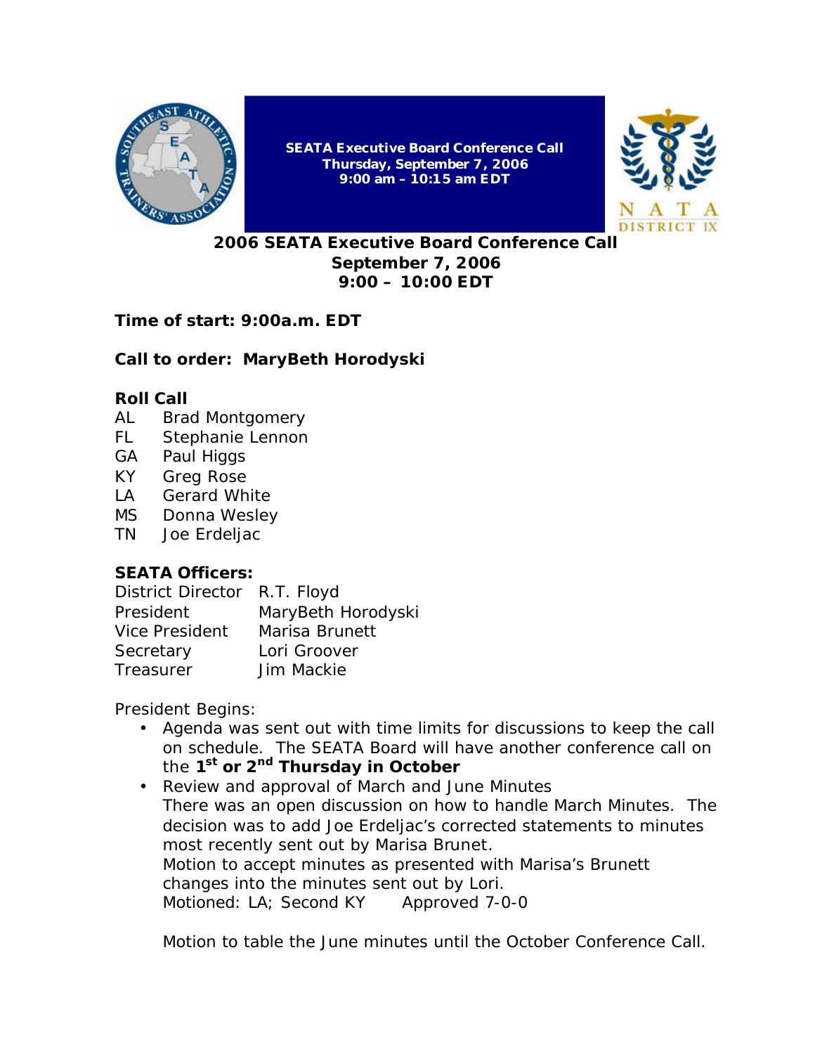**SEATA Executive Board Conference Call**
**Thursday, September 7, 2006**
**9:00 am – 10:15 am EDT**

## 2006 SEATA Executive Board Conference Call
## September 7, 2006
## 9:00 – 10:00 EDT

**Time of start: 9:00a.m. EDT**

**Call to order: MaryBeth Horodyski**

**Roll Call**

| | |
|---|---|
| AL | Brad Montgomery |
| FL | Stephanie Lennon |
| GA | Paul Higgs |
| KY | Greg Rose |
| LA | Gerard White |
| MS | Donna Wesley |
| TN | Joe Erdeljac |

**SEATA Officers:**

| | |
|---|---|
| District Director | R.T. Floyd |
| President | MaryBeth Horodyski |
| Vice President | Marisa Brunett |
| Secretary | Lori Groover |
| Treasurer | Jim Mackie |

President Begins:

- Agenda was sent out with time limits for discussions to keep the call on schedule. The SEATA Board will have another conference call on the **1st or 2nd Thursday in October**
- Review and approval of March and June Minutes
  There was an open discussion on how to handle March Minutes. The decision was to add Joe Erdeljac's corrected statements to minutes most recently sent out by Marisa Brunet.
  Motion to accept minutes as presented with Marisa's Brunett changes into the minutes sent out by Lori.
  Motioned: LA; Second KY     Approved 7-0-0

  Motion to table the June minutes until the October Conference Call.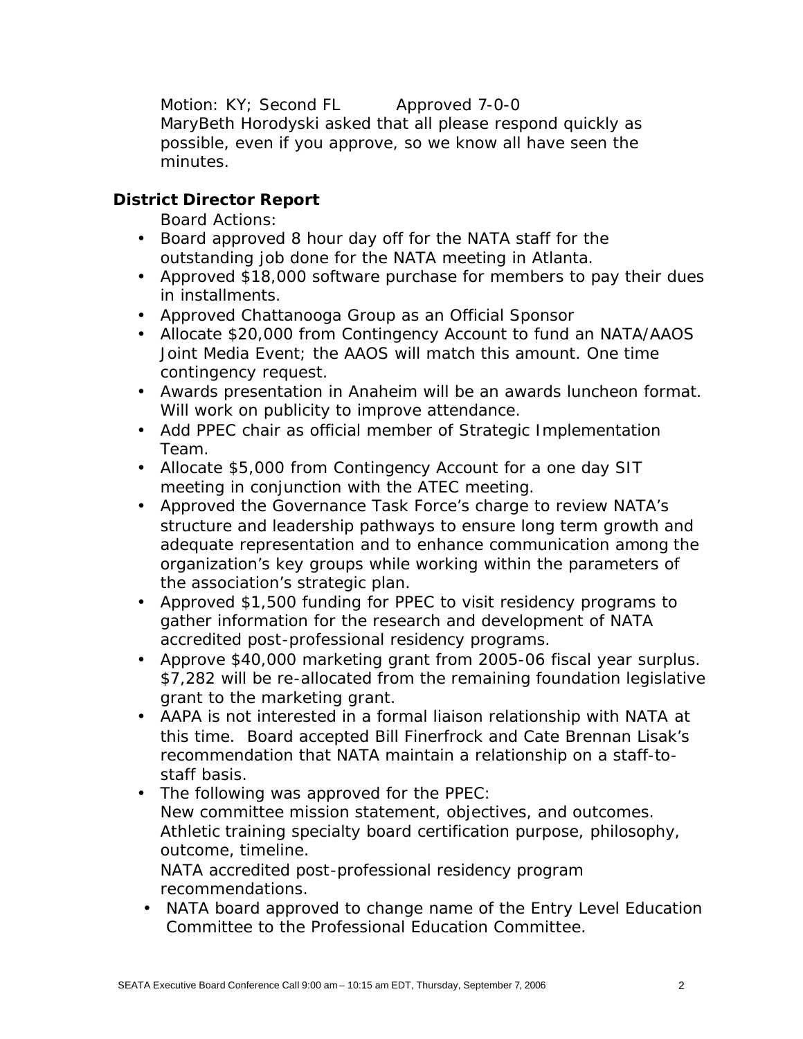Motion: KY; Second FL          Approved 7-0-0
MaryBeth Horodyski asked that all please respond quickly as possible, even if you approve, so we know all have seen the minutes.

**District Director Report**

Board Actions:

- Board approved 8 hour day off for the NATA staff for the outstanding job done for the NATA meeting in Atlanta.
- Approved $18,000 software purchase for members to pay their dues in installments.
- Approved Chattanooga Group as an Official Sponsor
- Allocate $20,000 from Contingency Account to fund an NATA/AAOS Joint Media Event; the AAOS will match this amount. One time contingency request.
- Awards presentation in Anaheim will be an awards luncheon format. Will work on publicity to improve attendance.
- Add PPEC chair as official member of Strategic Implementation Team.
- Allocate $5,000 from Contingency Account for a one day SIT meeting in conjunction with the ATEC meeting.
- Approved the Governance Task Force's charge to review NATA's structure and leadership pathways to ensure long term growth and adequate representation and to enhance communication among the organization's key groups while working within the parameters of the association's strategic plan.
- Approved $1,500 funding for PPEC to visit residency programs to gather information for the research and development of NATA accredited post-professional residency programs.
- Approve $40,000 marketing grant from 2005-06 fiscal year surplus. $7,282 will be re-allocated from the remaining foundation legislative grant to the marketing grant.
- AAPA is not interested in a formal liaison relationship with NATA at this time. Board accepted Bill Finerfrock and Cate Brennan Lisak's recommendation that NATA maintain a relationship on a staff-to-staff basis.
- The following was approved for the PPEC:
  New committee mission statement, objectives, and outcomes.
  Athletic training specialty board certification purpose, philosophy, outcome, timeline.
  NATA accredited post-professional residency program recommendations.
- NATA board approved to change name of the Entry Level Education Committee to the Professional Education Committee.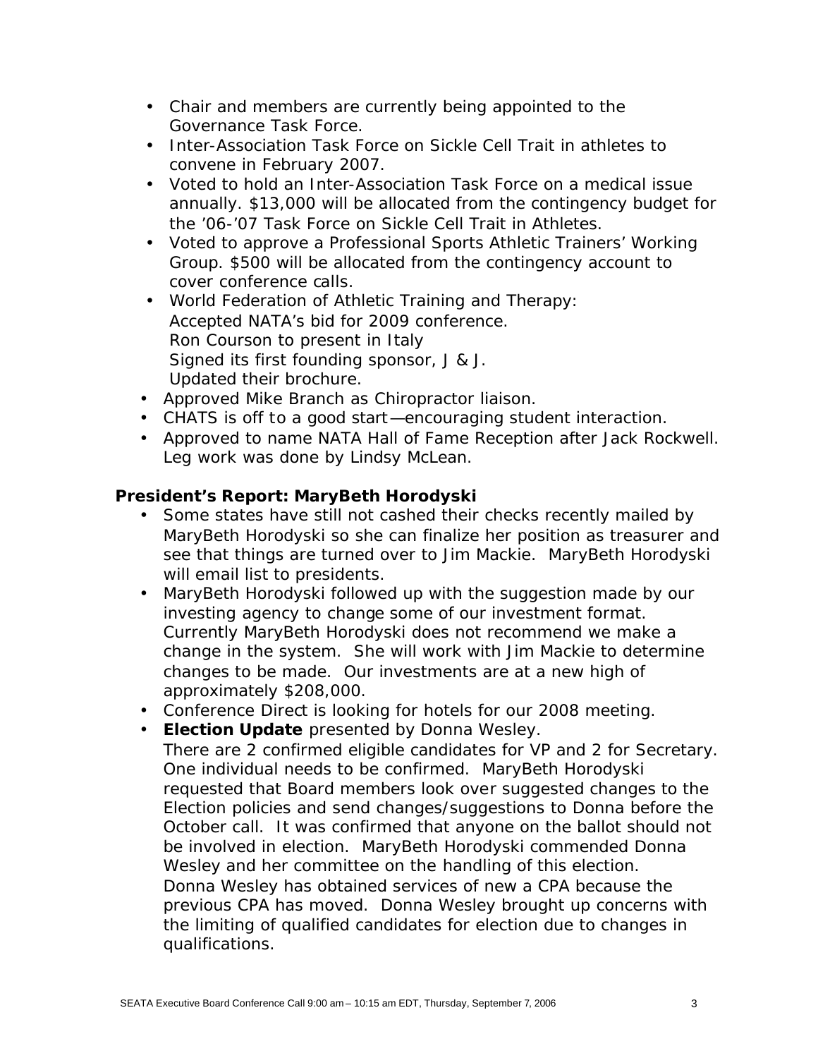- Chair and members are currently being appointed to the Governance Task Force.
- Inter-Association Task Force on Sickle Cell Trait in athletes to convene in February 2007.
- Voted to hold an Inter-Association Task Force on a medical issue annually. $13,000 will be allocated from the contingency budget for the '06-'07 Task Force on Sickle Cell Trait in Athletes.
- Voted to approve a Professional Sports Athletic Trainers' Working Group. $500 will be allocated from the contingency account to cover conference calls.
- World Federation of Athletic Training and Therapy:
  Accepted NATA's bid for 2009 conference.
  Ron Courson to present in Italy
  Signed its first founding sponsor, J & J.
  Updated their brochure.
- Approved Mike Branch as Chiropractor liaison.
- CHATS is off to a good start—encouraging student interaction.
- Approved to name NATA Hall of Fame Reception after Jack Rockwell. Leg work was done by Lindsy McLean.

**President's Report: MaryBeth Horodyski**

- Some states have still not cashed their checks recently mailed by MaryBeth Horodyski so she can finalize her position as treasurer and see that things are turned over to Jim Mackie. MaryBeth Horodyski will email list to presidents.
- MaryBeth Horodyski followed up with the suggestion made by our investing agency to change some of our investment format. Currently MaryBeth Horodyski does not recommend we make a change in the system. She will work with Jim Mackie to determine changes to be made. Our investments are at a new high of approximately $208,000.
- Conference Direct is looking for hotels for our 2008 meeting.
- **Election Update** presented by Donna Wesley.
  There are 2 confirmed eligible candidates for VP and 2 for Secretary. One individual needs to be confirmed. MaryBeth Horodyski requested that Board members look over suggested changes to the Election policies and send changes/suggestions to Donna before the October call. It was confirmed that anyone on the ballot should not be involved in election. MaryBeth Horodyski commended Donna Wesley and her committee on the handling of this election.
  Donna Wesley has obtained services of new a CPA because the previous CPA has moved. Donna Wesley brought up concerns with the limiting of qualified candidates for election due to changes in qualifications.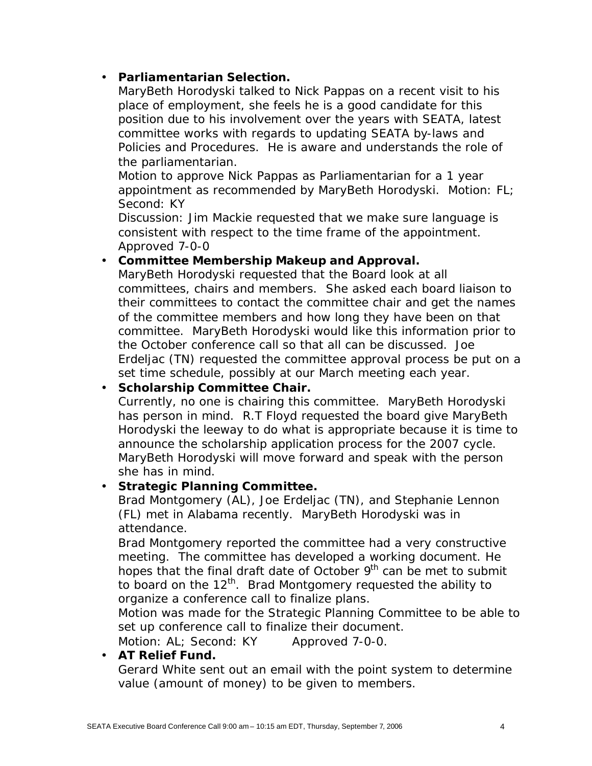- **Parliamentarian Selection.**
  MaryBeth Horodyski talked to Nick Pappas on a recent visit to his place of employment, she feels he is a good candidate for this position due to his involvement over the years with SEATA, latest committee works with regards to updating SEATA by-laws and Policies and Procedures. He is aware and understands the role of the parliamentarian.
  Motion to approve Nick Pappas as Parliamentarian for a 1 year appointment as recommended by MaryBeth Horodyski. Motion: FL; Second: KY
  Discussion: Jim Mackie requested that we make sure language is consistent with respect to the time frame of the appointment. Approved 7-0-0
- **Committee Membership Makeup and Approval.**
  MaryBeth Horodyski requested that the Board look at all committees, chairs and members. She asked each board liaison to their committees to contact the committee chair and get the names of the committee members and how long they have been on that committee. MaryBeth Horodyski would like this information prior to the October conference call so that all can be discussed. Joe Erdeljac (TN) requested the committee approval process be put on a set time schedule, possibly at our March meeting each year.
- **Scholarship Committee Chair.**
  Currently, no one is chairing this committee. MaryBeth Horodyski has person in mind. R.T Floyd requested the board give MaryBeth Horodyski the leeway to do what is appropriate because it is time to announce the scholarship application process for the 2007 cycle. MaryBeth Horodyski will move forward and speak with the person she has in mind.
- **Strategic Planning Committee.**
  Brad Montgomery (AL), Joe Erdeljac (TN), and Stephanie Lennon (FL) met in Alabama recently. MaryBeth Horodyski was in attendance.
  Brad Montgomery reported the committee had a very constructive meeting. The committee has developed a working document. He hopes that the final draft date of October 9th can be met to submit to board on the 12th. Brad Montgomery requested the ability to organize a conference call to finalize plans.
  Motion was made for the Strategic Planning Committee to be able to set up conference call to finalize their document.
  Motion: AL; Second: KY Approved 7-0-0.
- **AT Relief Fund.**
  Gerard White sent out an email with the point system to determine value (amount of money) to be given to members.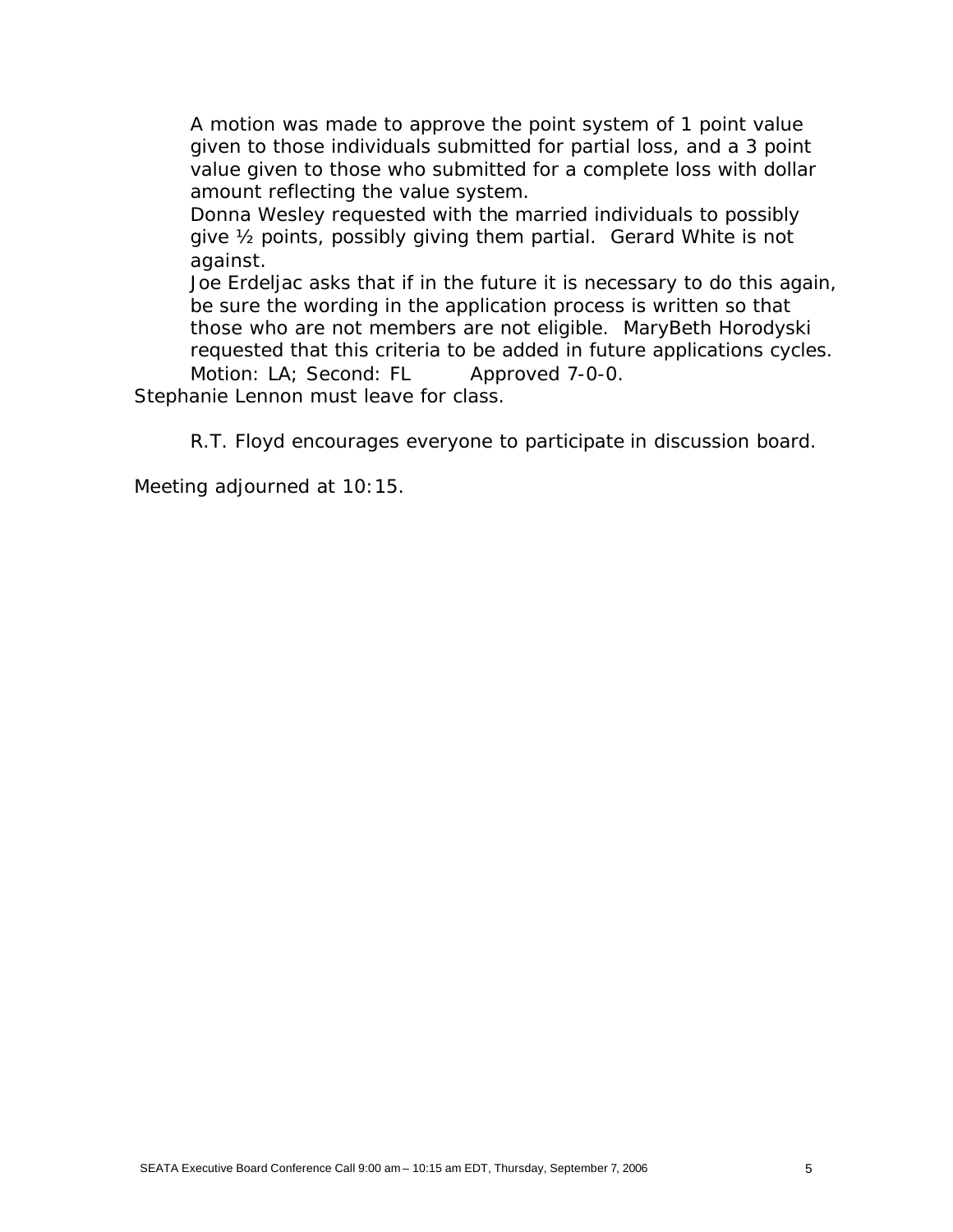A motion was made to approve the point system of 1 point value given to those individuals submitted for partial loss, and a 3 point value given to those who submitted for a complete loss with dollar amount reflecting the value system.

Donna Wesley requested with the married individuals to possibly give ½ points, possibly giving them partial. Gerard White is not against.

Joe Erdeljac asks that if in the future it is necessary to do this again, be sure the wording in the application process is written so that those who are not members are not eligible. MaryBeth Horodyski requested that this criteria to be added in future applications cycles.

Motion: LA; Second: FL Approved 7-0-0.

Stephanie Lennon must leave for class.

R.T. Floyd encourages everyone to participate in discussion board.

Meeting adjourned at 10:15.